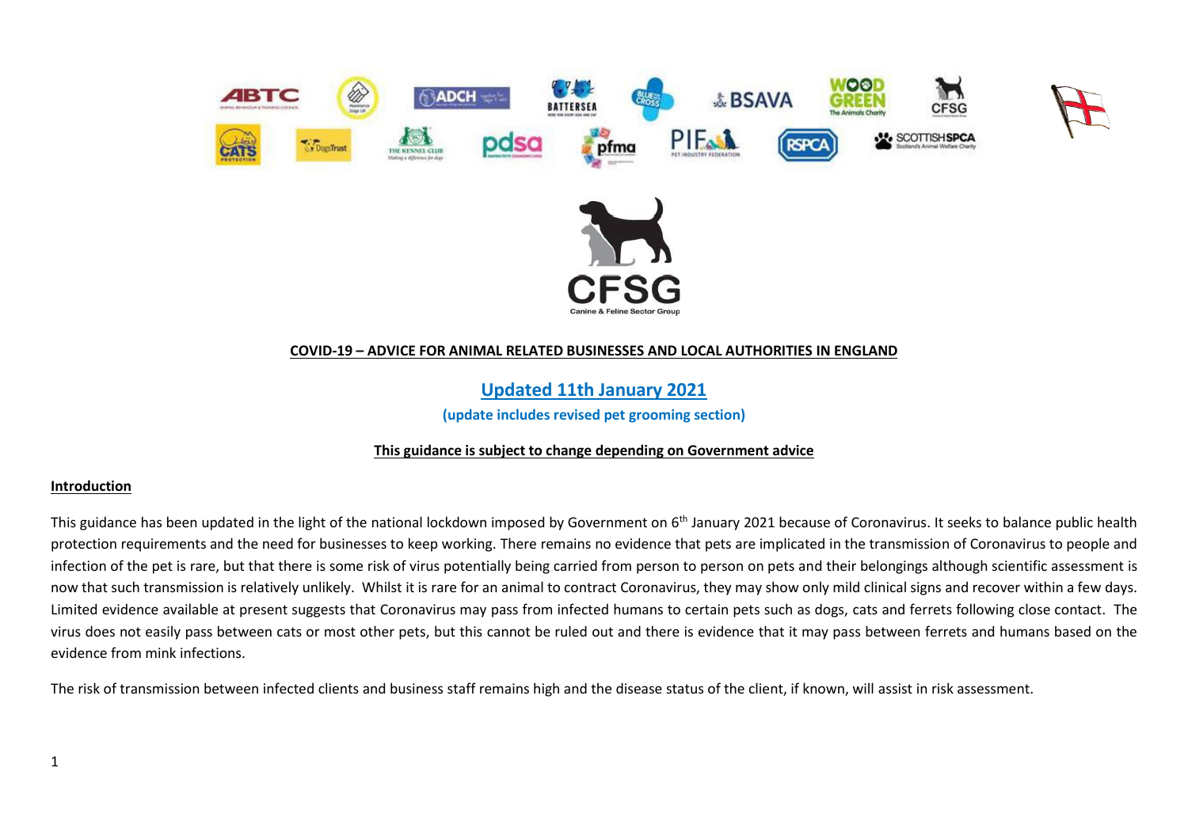**COVID-19 – ADVICE FOR ANIMAL RELATED BUSINESSES AND LOCAL AUTHORITIES IN ENGLAND**

**Updated 11th January 2021**

**(update includes revised pet grooming section)**

**This guidance is subject to change depending on Government advice**

## Introduction

This guidance has been updated in the light of the national lockdown imposed by Government on 6th January 2021 because of Coronavirus. It seeks to balance public health protection requirements and the need for businesses to keep working. There remains no evidence that pets are implicated in the transmission of Coronavirus to people and infection of the pet is rare, but that there is some risk of virus potentially being carried from person to person on pets and their belongings although scientific assessment is now that such transmission is relatively unlikely. Whilst it is rare for an animal to contract Coronavirus, they may show only mild clinical signs and recover within a few days. Limited evidence available at present suggests that Coronavirus may pass from infected humans to certain pets such as dogs, cats and ferrets following close contact. The virus does not easily pass between cats or most other pets, but this cannot be ruled out and there is evidence that it may pass between ferrets and humans based on the evidence from mink infections.

The risk of transmission between infected clients and business staff remains high and the disease status of the client, if known, will assist in risk assessment.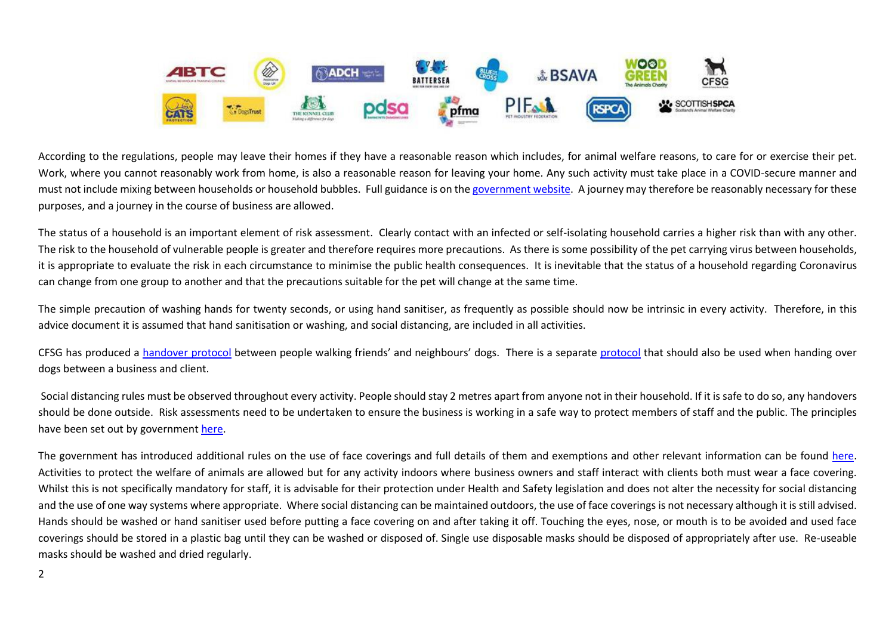According to the regulations, people may leave their homes if they have a reasonable reason which includes, for animal welfare reasons, to care for or exercise their pet. Work, where you cannot reasonably work from home, is also a reasonable reason for leaving your home. Any such activity must take place in a COVID-secure manner and must not include mixing between households or household bubbles. Full guidance is on the government website. A journey may therefore be reasonably necessary for these purposes, and a journey in the course of business are allowed.

The status of a household is an important element of risk assessment. Clearly contact with an infected or self-isolating household carries a higher risk than with any other. The risk to the household of vulnerable people is greater and therefore requires more precautions. As there is some possibility of the pet carrying virus between households, it is appropriate to evaluate the risk in each circumstance to minimise the public health consequences. It is inevitable that the status of a household regarding Coronavirus can change from one group to another and that the precautions suitable for the pet will change at the same time.

The simple precaution of washing hands for twenty seconds, or using hand sanitiser, as frequently as possible should now be intrinsic in every activity. Therefore, in this advice document it is assumed that hand sanitisation or washing, and social distancing, are included in all activities.

CFSG has produced a handover protocol between people walking friends' and neighbours' dogs. There is a separate protocol that should also be used when handing over dogs between a business and client.

Social distancing rules must be observed throughout every activity. People should stay 2 metres apart from anyone not in their household. If it is safe to do so, any handovers should be done outside. Risk assessments need to be undertaken to ensure the business is working in a safe way to protect members of staff and the public. The principles have been set out by government here.

The government has introduced additional rules on the use of face coverings and full details of them and exemptions and other relevant information can be found here. Activities to protect the welfare of animals are allowed but for any activity indoors where business owners and staff interact with clients both must wear a face covering. Whilst this is not specifically mandatory for staff, it is advisable for their protection under Health and Safety legislation and does not alter the necessity for social distancing and the use of one way systems where appropriate. Where social distancing can be maintained outdoors, the use of face coverings is not necessary although it is still advised. Hands should be washed or hand sanitiser used before putting a face covering on and after taking it off. Touching the eyes, nose, or mouth is to be avoided and used face coverings should be stored in a plastic bag until they can be washed or disposed of. Single use disposable masks should be disposed of appropriately after use. Re-useable masks should be washed and dried regularly.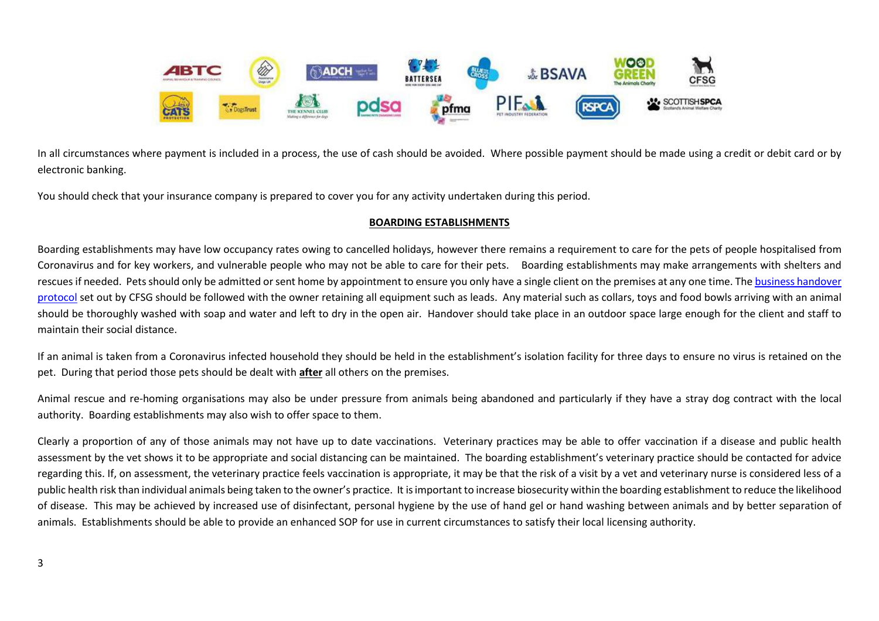In all circumstances where payment is included in a process, the use of cash should be avoided. Where possible payment should be made using a credit or debit card or by electronic banking.

You should check that your insurance company is prepared to cover you for any activity undertaken during this period.

**BOARDING ESTABLISHMENTS**

Boarding establishments may have low occupancy rates owing to cancelled holidays, however there remains a requirement to care for the pets of people hospitalised from Coronavirus and for key workers, and vulnerable people who may not be able to care for their pets. Boarding establishments may make arrangements with shelters and rescues if needed. Pets should only be admitted or sent home by appointment to ensure you only have a single client on the premises at any one time. The business handover protocol set out by CFSG should be followed with the owner retaining all equipment such as leads. Any material such as collars, toys and food bowls arriving with an animal should be thoroughly washed with soap and water and left to dry in the open air. Handover should take place in an outdoor space large enough for the client and staff to maintain their social distance.

If an animal is taken from a Coronavirus infected household they should be held in the establishment's isolation facility for three days to ensure no virus is retained on the pet. During that period those pets should be dealt with **after** all others on the premises.

Animal rescue and re-homing organisations may also be under pressure from animals being abandoned and particularly if they have a stray dog contract with the local authority. Boarding establishments may also wish to offer space to them.

Clearly a proportion of any of those animals may not have up to date vaccinations. Veterinary practices may be able to offer vaccination if a disease and public health assessment by the vet shows it to be appropriate and social distancing can be maintained. The boarding establishment's veterinary practice should be contacted for advice regarding this. If, on assessment, the veterinary practice feels vaccination is appropriate, it may be that the risk of a visit by a vet and veterinary nurse is considered less of a public health risk than individual animals being taken to the owner's practice. It is important to increase biosecurity within the boarding establishment to reduce the likelihood of disease. This may be achieved by increased use of disinfectant, personal hygiene by the use of hand gel or hand washing between animals and by better separation of animals. Establishments should be able to provide an enhanced SOP for use in current circumstances to satisfy their local licensing authority.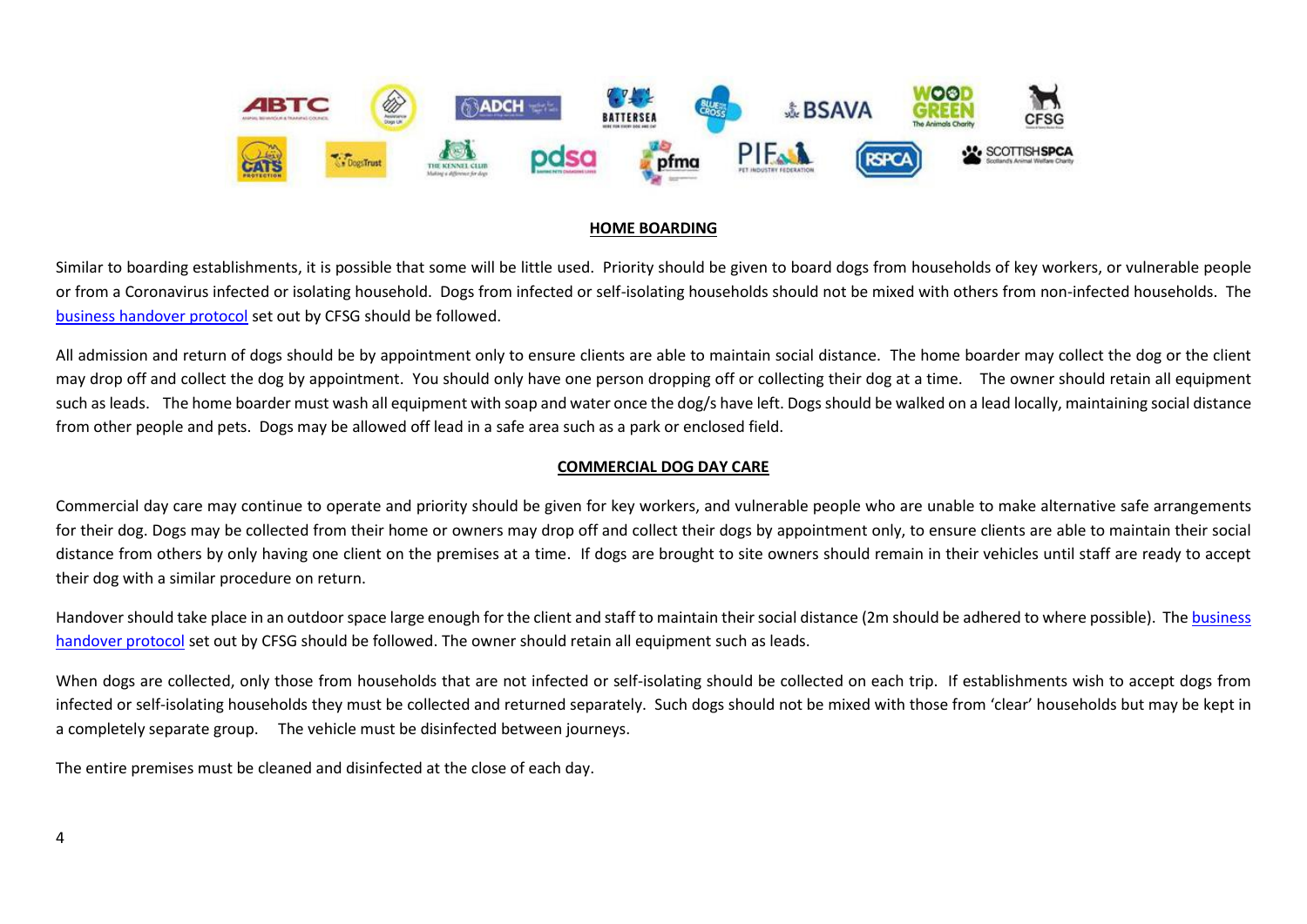## HOME BOARDING

Similar to boarding establishments, it is possible that some will be little used. Priority should be given to board dogs from households of key workers, or vulnerable people or from a Coronavirus infected or isolating household. Dogs from infected or self-isolating households should not be mixed with others from non-infected households. The business handover protocol set out by CFSG should be followed.

All admission and return of dogs should be by appointment only to ensure clients are able to maintain social distance. The home boarder may collect the dog or the client may drop off and collect the dog by appointment. You should only have one person dropping off or collecting their dog at a time. The owner should retain all equipment such as leads. The home boarder must wash all equipment with soap and water once the dog/s have left. Dogs should be walked on a lead locally, maintaining social distance from other people and pets. Dogs may be allowed off lead in a safe area such as a park or enclosed field.

## COMMERCIAL DOG DAY CARE

Commercial day care may continue to operate and priority should be given for key workers, and vulnerable people who are unable to make alternative safe arrangements for their dog. Dogs may be collected from their home or owners may drop off and collect their dogs by appointment only, to ensure clients are able to maintain their social distance from others by only having one client on the premises at a time. If dogs are brought to site owners should remain in their vehicles until staff are ready to accept their dog with a similar procedure on return.

Handover should take place in an outdoor space large enough for the client and staff to maintain their social distance (2m should be adhered to where possible). The business handover protocol set out by CFSG should be followed. The owner should retain all equipment such as leads.

When dogs are collected, only those from households that are not infected or self-isolating should be collected on each trip. If establishments wish to accept dogs from infected or self-isolating households they must be collected and returned separately. Such dogs should not be mixed with those from 'clear' households but may be kept in a completely separate group. The vehicle must be disinfected between journeys.

The entire premises must be cleaned and disinfected at the close of each day.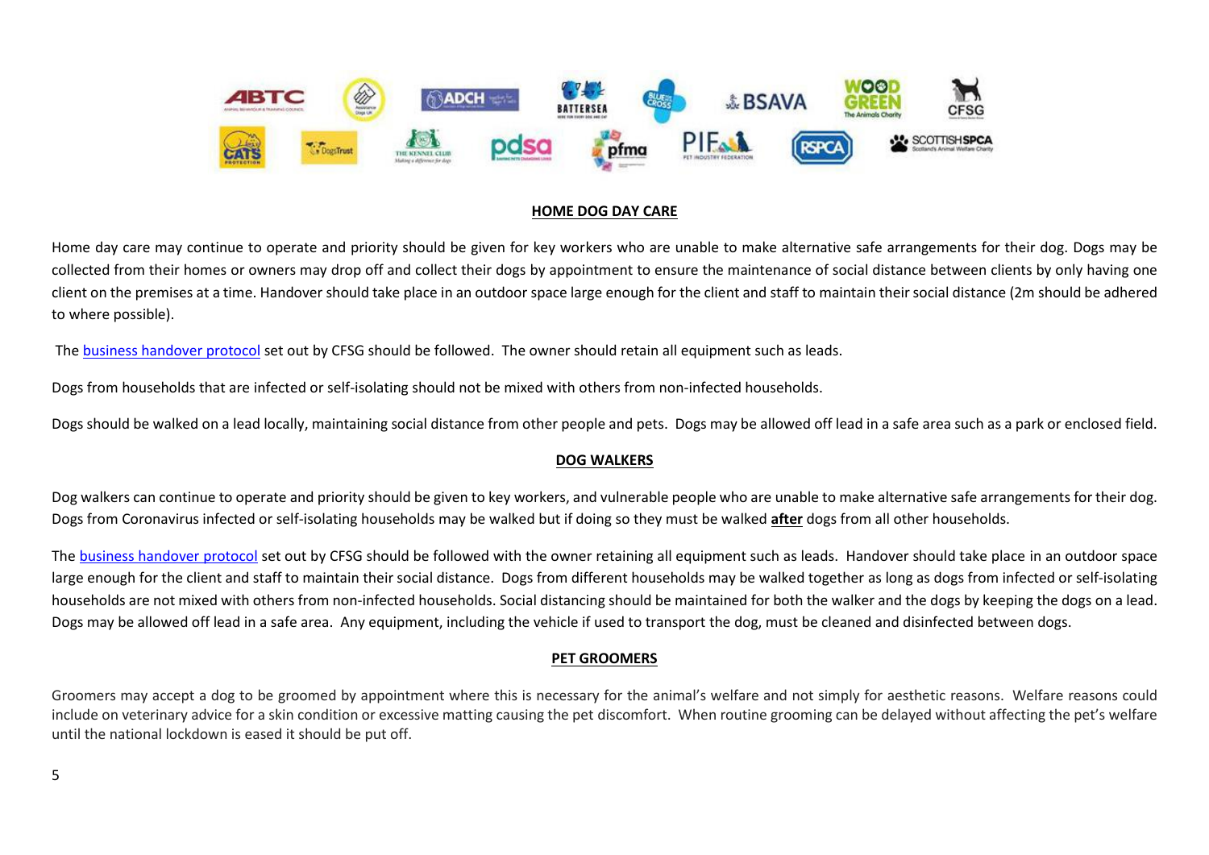## HOME DOG DAY CARE

Home day care may continue to operate and priority should be given for key workers who are unable to make alternative safe arrangements for their dog. Dogs may be collected from their homes or owners may drop off and collect their dogs by appointment to ensure the maintenance of social distance between clients by only having one client on the premises at a time. Handover should take place in an outdoor space large enough for the client and staff to maintain their social distance (2m should be adhered to where possible).

The business handover protocol set out by CFSG should be followed. The owner should retain all equipment such as leads.

Dogs from households that are infected or self-isolating should not be mixed with others from non-infected households.

Dogs should be walked on a lead locally, maintaining social distance from other people and pets. Dogs may be allowed off lead in a safe area such as a park or enclosed field.

## DOG WALKERS

Dog walkers can continue to operate and priority should be given to key workers, and vulnerable people who are unable to make alternative safe arrangements for their dog. Dogs from Coronavirus infected or self-isolating households may be walked but if doing so they must be walked **after** dogs from all other households.

The business handover protocol set out by CFSG should be followed with the owner retaining all equipment such as leads. Handover should take place in an outdoor space large enough for the client and staff to maintain their social distance. Dogs from different households may be walked together as long as dogs from infected or self-isolating households are not mixed with others from non-infected households. Social distancing should be maintained for both the walker and the dogs by keeping the dogs on a lead. Dogs may be allowed off lead in a safe area. Any equipment, including the vehicle if used to transport the dog, must be cleaned and disinfected between dogs.

## PET GROOMERS

Groomers may accept a dog to be groomed by appointment where this is necessary for the animal's welfare and not simply for aesthetic reasons. Welfare reasons could include on veterinary advice for a skin condition or excessive matting causing the pet discomfort. When routine grooming can be delayed without affecting the pet's welfare until the national lockdown is eased it should be put off.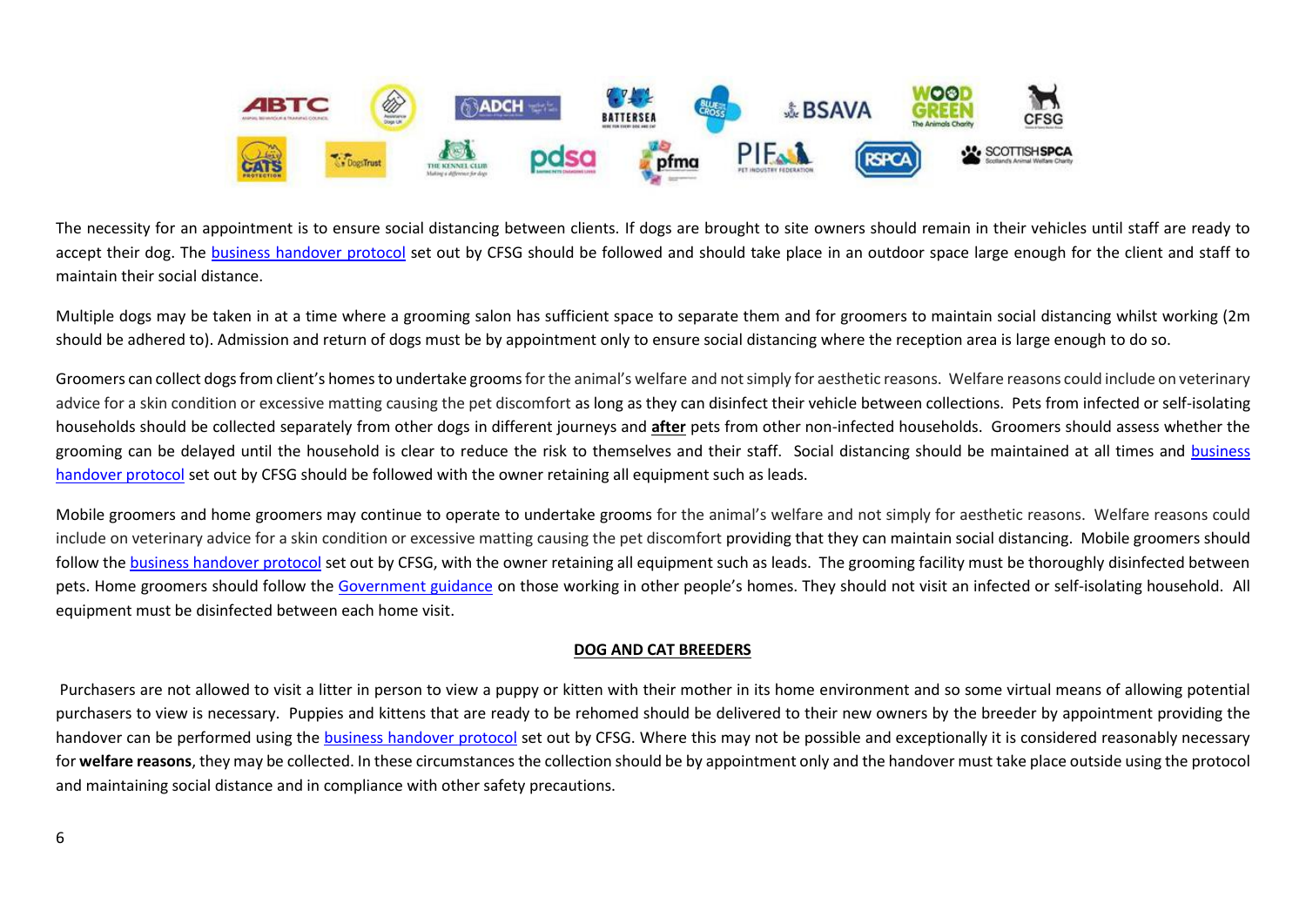The necessity for an appointment is to ensure social distancing between clients. If dogs are brought to site owners should remain in their vehicles until staff are ready to accept their dog. The business handover protocol set out by CFSG should be followed and should take place in an outdoor space large enough for the client and staff to maintain their social distance.

Multiple dogs may be taken in at a time where a grooming salon has sufficient space to separate them and for groomers to maintain social distancing whilst working (2m should be adhered to). Admission and return of dogs must be by appointment only to ensure social distancing where the reception area is large enough to do so.

Groomers can collect dogs from client's homes to undertake grooms for the animal's welfare and not simply for aesthetic reasons. Welfare reasons could include on veterinary advice for a skin condition or excessive matting causing the pet discomfort as long as they can disinfect their vehicle between collections. Pets from infected or self-isolating households should be collected separately from other dogs in different journeys and **after** pets from other non-infected households. Groomers should assess whether the grooming can be delayed until the household is clear to reduce the risk to themselves and their staff. Social distancing should be maintained at all times and business handover protocol set out by CFSG should be followed with the owner retaining all equipment such as leads.

Mobile groomers and home groomers may continue to operate to undertake grooms for the animal's welfare and not simply for aesthetic reasons. Welfare reasons could include on veterinary advice for a skin condition or excessive matting causing the pet discomfort providing that they can maintain social distancing. Mobile groomers should follow the business handover protocol set out by CFSG, with the owner retaining all equipment such as leads. The grooming facility must be thoroughly disinfected between pets. Home groomers should follow the Government guidance on those working in other people's homes. They should not visit an infected or self-isolating household. All equipment must be disinfected between each home visit.

## DOG AND CAT BREEDERS

Purchasers are not allowed to visit a litter in person to view a puppy or kitten with their mother in its home environment and so some virtual means of allowing potential purchasers to view is necessary. Puppies and kittens that are ready to be rehomed should be delivered to their new owners by the breeder by appointment providing the handover can be performed using the business handover protocol set out by CFSG. Where this may not be possible and exceptionally it is considered reasonably necessary for **welfare reasons**, they may be collected. In these circumstances the collection should be by appointment only and the handover must take place outside using the protocol and maintaining social distance and in compliance with other safety precautions.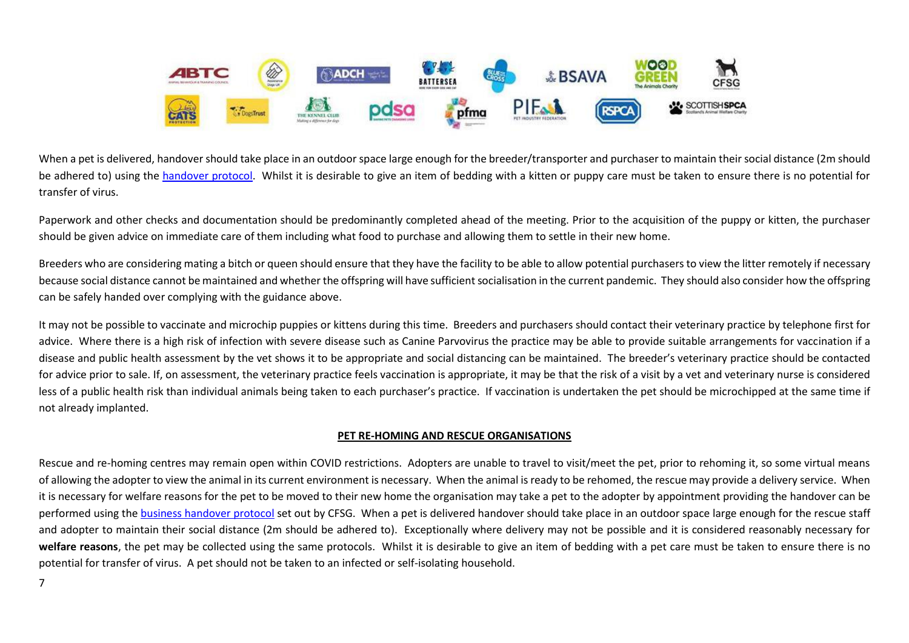When a pet is delivered, handover should take place in an outdoor space large enough for the breeder/transporter and purchaser to maintain their social distance (2m should be adhered to) using the [handover protocol](). Whilst it is desirable to give an item of bedding with a kitten or puppy care must be taken to ensure there is no potential for transfer of virus.

Paperwork and other checks and documentation should be predominantly completed ahead of the meeting. Prior to the acquisition of the puppy or kitten, the purchaser should be given advice on immediate care of them including what food to purchase and allowing them to settle in their new home.

Breeders who are considering mating a bitch or queen should ensure that they have the facility to be able to allow potential purchasers to view the litter remotely if necessary because social distance cannot be maintained and whether the offspring will have sufficient socialisation in the current pandemic. They should also consider how the offspring can be safely handed over complying with the guidance above.

It may not be possible to vaccinate and microchip puppies or kittens during this time. Breeders and purchasers should contact their veterinary practice by telephone first for advice. Where there is a high risk of infection with severe disease such as Canine Parvovirus the practice may be able to provide suitable arrangements for vaccination if a disease and public health assessment by the vet shows it to be appropriate and social distancing can be maintained. The breeder's veterinary practice should be contacted for advice prior to sale. If, on assessment, the veterinary practice feels vaccination is appropriate, it may be that the risk of a visit by a vet and veterinary nurse is considered less of a public health risk than individual animals being taken to each purchaser's practice. If vaccination is undertaken the pet should be microchipped at the same time if not already implanted.

## PET RE-HOMING AND RESCUE ORGANISATIONS

Rescue and re-homing centres may remain open within COVID restrictions. Adopters are unable to travel to visit/meet the pet, prior to rehoming it, so some virtual means of allowing the adopter to view the animal in its current environment is necessary. When the animal is ready to be rehomed, the rescue may provide a delivery service. When it is necessary for welfare reasons for the pet to be moved to their new home the organisation may take a pet to the adopter by appointment providing the handover can be performed using the [business handover protocol]() set out by CFSG. When a pet is delivered handover should take place in an outdoor space large enough for the rescue staff and adopter to maintain their social distance (2m should be adhered to). Exceptionally where delivery may not be possible and it is considered reasonably necessary for **welfare reasons**, the pet may be collected using the same protocols. Whilst it is desirable to give an item of bedding with a pet care must be taken to ensure there is no potential for transfer of virus. A pet should not be taken to an infected or self-isolating household.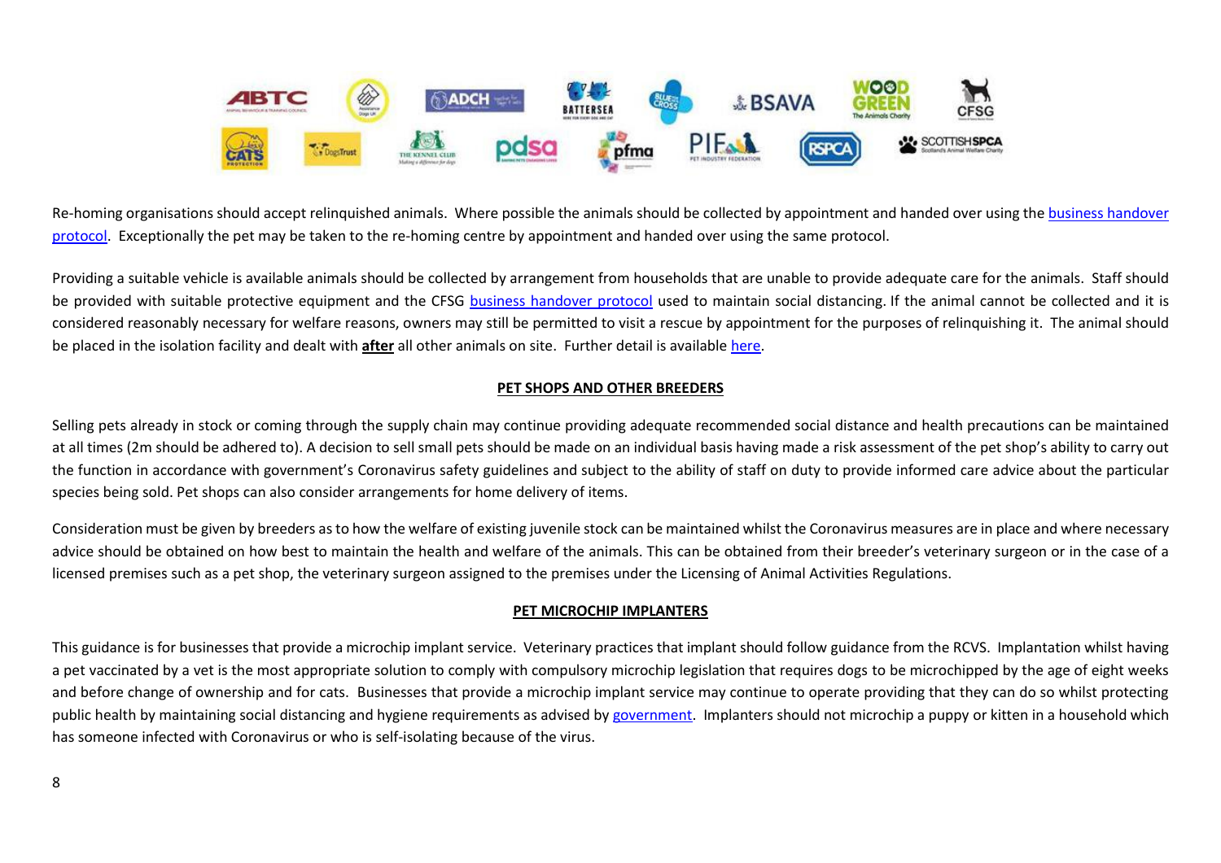Re-homing organisations should accept relinquished animals. Where possible the animals should be collected by appointment and handed over using the business handover protocol. Exceptionally the pet may be taken to the re-homing centre by appointment and handed over using the same protocol.

Providing a suitable vehicle is available animals should be collected by arrangement from households that are unable to provide adequate care for the animals. Staff should be provided with suitable protective equipment and the CFSG business handover protocol used to maintain social distancing. If the animal cannot be collected and it is considered reasonably necessary for welfare reasons, owners may still be permitted to visit a rescue by appointment for the purposes of relinquishing it. The animal should be placed in the isolation facility and dealt with **after** all other animals on site. Further detail is available here.

## PET SHOPS AND OTHER BREEDERS

Selling pets already in stock or coming through the supply chain may continue providing adequate recommended social distance and health precautions can be maintained at all times (2m should be adhered to). A decision to sell small pets should be made on an individual basis having made a risk assessment of the pet shop's ability to carry out the function in accordance with government's Coronavirus safety guidelines and subject to the ability of staff on duty to provide informed care advice about the particular species being sold. Pet shops can also consider arrangements for home delivery of items.

Consideration must be given by breeders as to how the welfare of existing juvenile stock can be maintained whilst the Coronavirus measures are in place and where necessary advice should be obtained on how best to maintain the health and welfare of the animals. This can be obtained from their breeder's veterinary surgeon or in the case of a licensed premises such as a pet shop, the veterinary surgeon assigned to the premises under the Licensing of Animal Activities Regulations.

## PET MICROCHIP IMPLANTERS

This guidance is for businesses that provide a microchip implant service. Veterinary practices that implant should follow guidance from the RCVS. Implantation whilst having a pet vaccinated by a vet is the most appropriate solution to comply with compulsory microchip legislation that requires dogs to be microchipped by the age of eight weeks and before change of ownership and for cats. Businesses that provide a microchip implant service may continue to operate providing that they can do so whilst protecting public health by maintaining social distancing and hygiene requirements as advised by government. Implanters should not microchip a puppy or kitten in a household which has someone infected with Coronavirus or who is self-isolating because of the virus.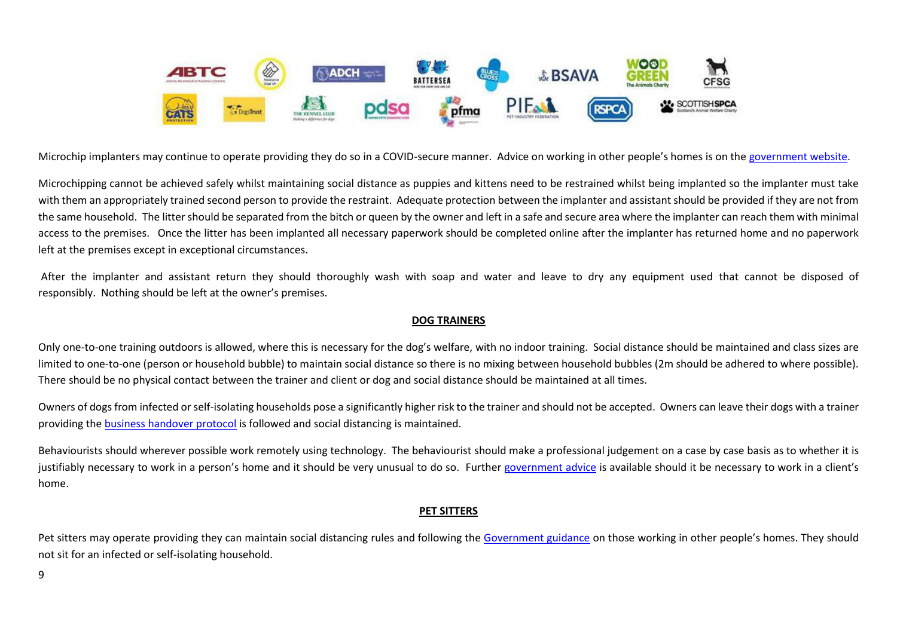Microchip implanters may continue to operate providing they do so in a COVID-secure manner. Advice on working in other people's homes is on the [government website](#).

Microchipping cannot be achieved safely whilst maintaining social distance as puppies and kittens need to be restrained whilst being implanted so the implanter must take with them an appropriately trained second person to provide the restraint. Adequate protection between the implanter and assistant should be provided if they are not from the same household. The litter should be separated from the bitch or queen by the owner and left in a safe and secure area where the implanter can reach them with minimal access to the premises. Once the litter has been implanted all necessary paperwork should be completed online after the implanter has returned home and no paperwork left at the premises except in exceptional circumstances.

After the implanter and assistant return they should thoroughly wash with soap and water and leave to dry any equipment used that cannot be disposed of responsibly. Nothing should be left at the owner's premises.

## DOG TRAINERS

Only one-to-one training outdoors is allowed, where this is necessary for the dog's welfare, with no indoor training. Social distance should be maintained and class sizes are limited to one-to-one (person or household bubble) to maintain social distance so there is no mixing between household bubbles (2m should be adhered to where possible). There should be no physical contact between the trainer and client or dog and social distance should be maintained at all times.

Owners of dogs from infected or self-isolating households pose a significantly higher risk to the trainer and should not be accepted. Owners can leave their dogs with a trainer providing the [business handover protocol](#) is followed and social distancing is maintained.

Behaviourists should wherever possible work remotely using technology. The behaviourist should make a professional judgement on a case by case basis as to whether it is justifiably necessary to work in a person's home and it should be very unusual to do so. Further [government advice](#) is available should it be necessary to work in a client's home.

## PET SITTERS

Pet sitters may operate providing they can maintain social distancing rules and following the [Government guidance](#) on those working in other people's homes. They should not sit for an infected or self-isolating household.